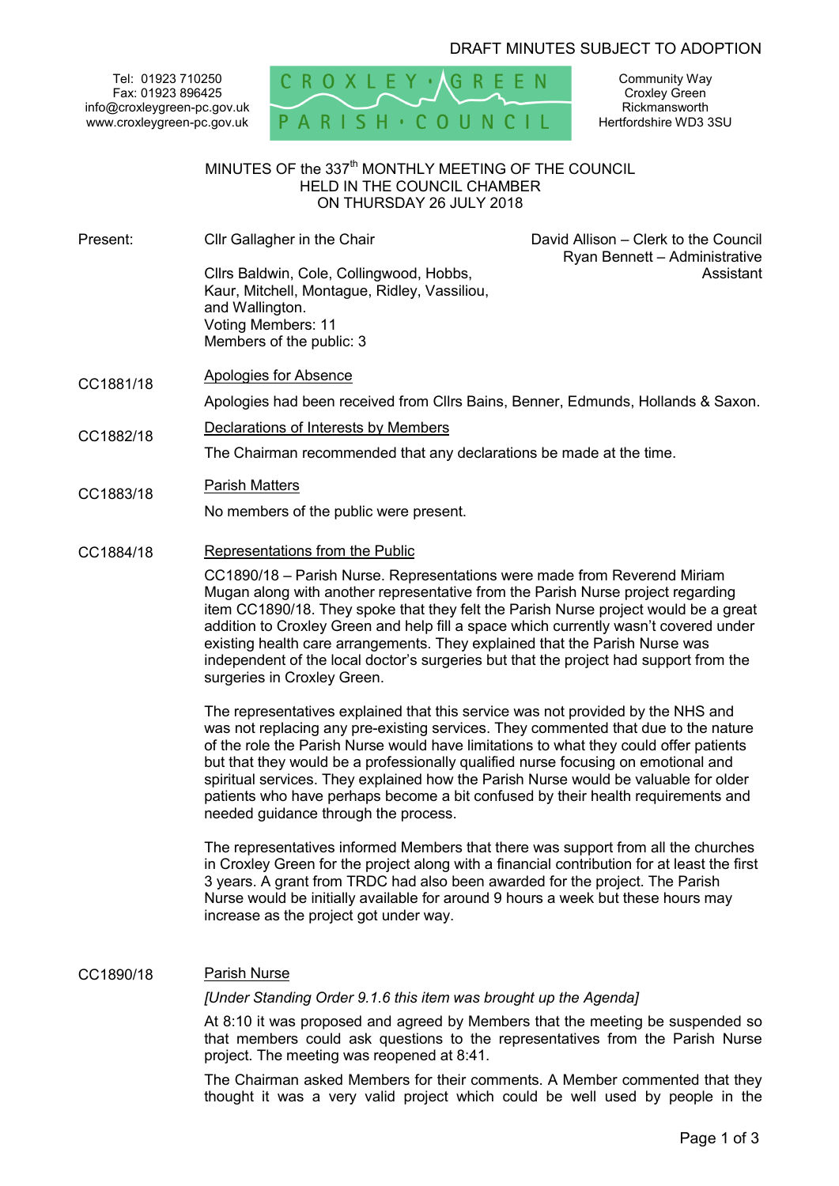DRAFT MINUTES SUBJECT TO ADOPTION

Tel: 01923 710250
Fax: 01923 896425
info@croxleygreen-pc.gov.uk
www.croxleygreen-pc.gov.uk

CROXLEY GREEN PARISH COUNCIL

Community Way
Croxley Green
Rickmansworth
Hertfordshire WD3 3SU

## MINUTES OF the 337th MONTHLY MEETING OF THE COUNCIL HELD IN THE COUNCIL CHAMBER ON THURSDAY 26 JULY 2018

**Present:**

Cllr Gallagher in the Chair

Cllrs Baldwin, Cole, Collingwood, Hobbs, Kaur, Mitchell, Montague, Ridley, Vassiliou, and Wallington.
Voting Members: 11
Members of the public: 3

David Allison – Clerk to the Council
Ryan Bennett – Administrative Assistant

**CC1881/18** Apologies for Absence

Apologies had been received from Cllrs Bains, Benner, Edmunds, Hollands & Saxon.

**CC1882/18** Declarations of Interests by Members

The Chairman recommended that any declarations be made at the time.

**CC1883/18** Parish Matters

No members of the public were present.

**CC1884/18** Representations from the Public

CC1890/18 – Parish Nurse. Representations were made from Reverend Miriam Mugan along with another representative from the Parish Nurse project regarding item CC1890/18. They spoke that they felt the Parish Nurse project would be a great addition to Croxley Green and help fill a space which currently wasn't covered under existing health care arrangements. They explained that the Parish Nurse was independent of the local doctor's surgeries but that the project had support from the surgeries in Croxley Green.

The representatives explained that this service was not provided by the NHS and was not replacing any pre-existing services. They commented that due to the nature of the role the Parish Nurse would have limitations to what they could offer patients but that they would be a professionally qualified nurse focusing on emotional and spiritual services. They explained how the Parish Nurse would be valuable for older patients who have perhaps become a bit confused by their health requirements and needed guidance through the process.

The representatives informed Members that there was support from all the churches in Croxley Green for the project along with a financial contribution for at least the first 3 years. A grant from TRDC had also been awarded for the project. The Parish Nurse would be initially available for around 9 hours a week but these hours may increase as the project got under way.

**CC1890/18** Parish Nurse

*[Under Standing Order 9.1.6 this item was brought up the Agenda]*

At 8:10 it was proposed and agreed by Members that the meeting be suspended so that members could ask questions to the representatives from the Parish Nurse project. The meeting was reopened at 8:41.

The Chairman asked Members for their comments. A Member commented that they thought it was a very valid project which could be well used by people in the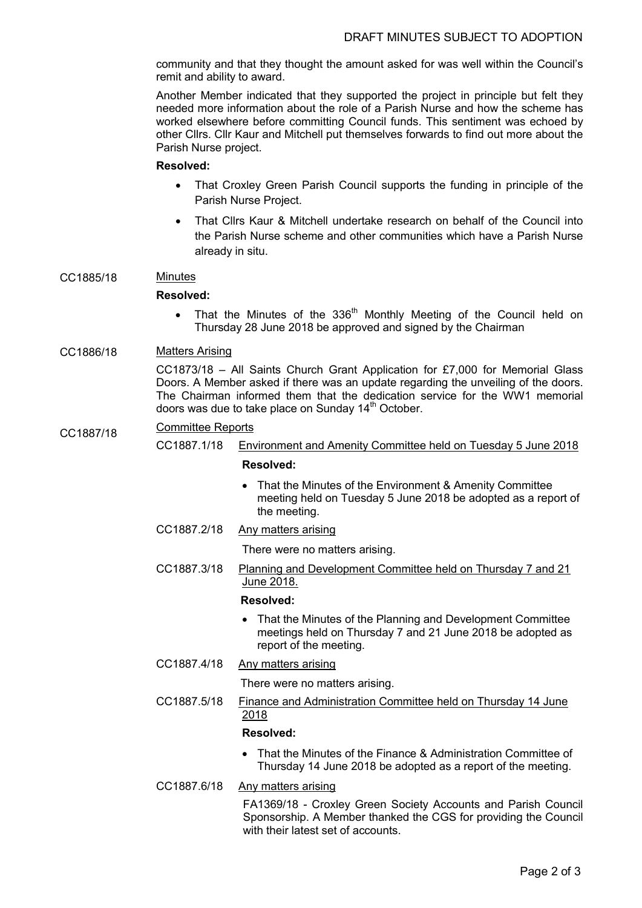community and that they thought the amount asked for was well within the Council's remit and ability to award.

Another Member indicated that they supported the project in principle but felt they needed more information about the role of a Parish Nurse and how the scheme has worked elsewhere before committing Council funds. This sentiment was echoed by other Cllrs. Cllr Kaur and Mitchell put themselves forwards to find out more about the Parish Nurse project.

**Resolved:**

- That Croxley Green Parish Council supports the funding in principle of the Parish Nurse Project.
- That Cllrs Kaur & Mitchell undertake research on behalf of the Council into the Parish Nurse scheme and other communities which have a Parish Nurse already in situ.

**CC1885/18** Minutes

**Resolved:**

- That the Minutes of the 336th Monthly Meeting of the Council held on Thursday 28 June 2018 be approved and signed by the Chairman

**CC1886/18** Matters Arising

CC1873/18 – All Saints Church Grant Application for £7,000 for Memorial Glass Doors. A Member asked if there was an update regarding the unveiling of the doors. The Chairman informed them that the dedication service for the WW1 memorial doors was due to take place on Sunday 14th October.

**CC1887/18** Committee Reports

CC1887.1/18 Environment and Amenity Committee held on Tuesday 5 June 2018

**Resolved:**

- That the Minutes of the Environment & Amenity Committee meeting held on Tuesday 5 June 2018 be adopted as a report of the meeting.

CC1887.2/18 Any matters arising

There were no matters arising.

CC1887.3/18 Planning and Development Committee held on Thursday 7 and 21 June 2018.

**Resolved:**

- That the Minutes of the Planning and Development Committee meetings held on Thursday 7 and 21 June 2018 be adopted as report of the meeting.

CC1887.4/18 Any matters arising

There were no matters arising.

CC1887.5/18 Finance and Administration Committee held on Thursday 14 June 2018

**Resolved:**

- That the Minutes of the Finance & Administration Committee of Thursday 14 June 2018 be adopted as a report of the meeting.

CC1887.6/18 Any matters arising

FA1369/18 - Croxley Green Society Accounts and Parish Council Sponsorship. A Member thanked the CGS for providing the Council with their latest set of accounts.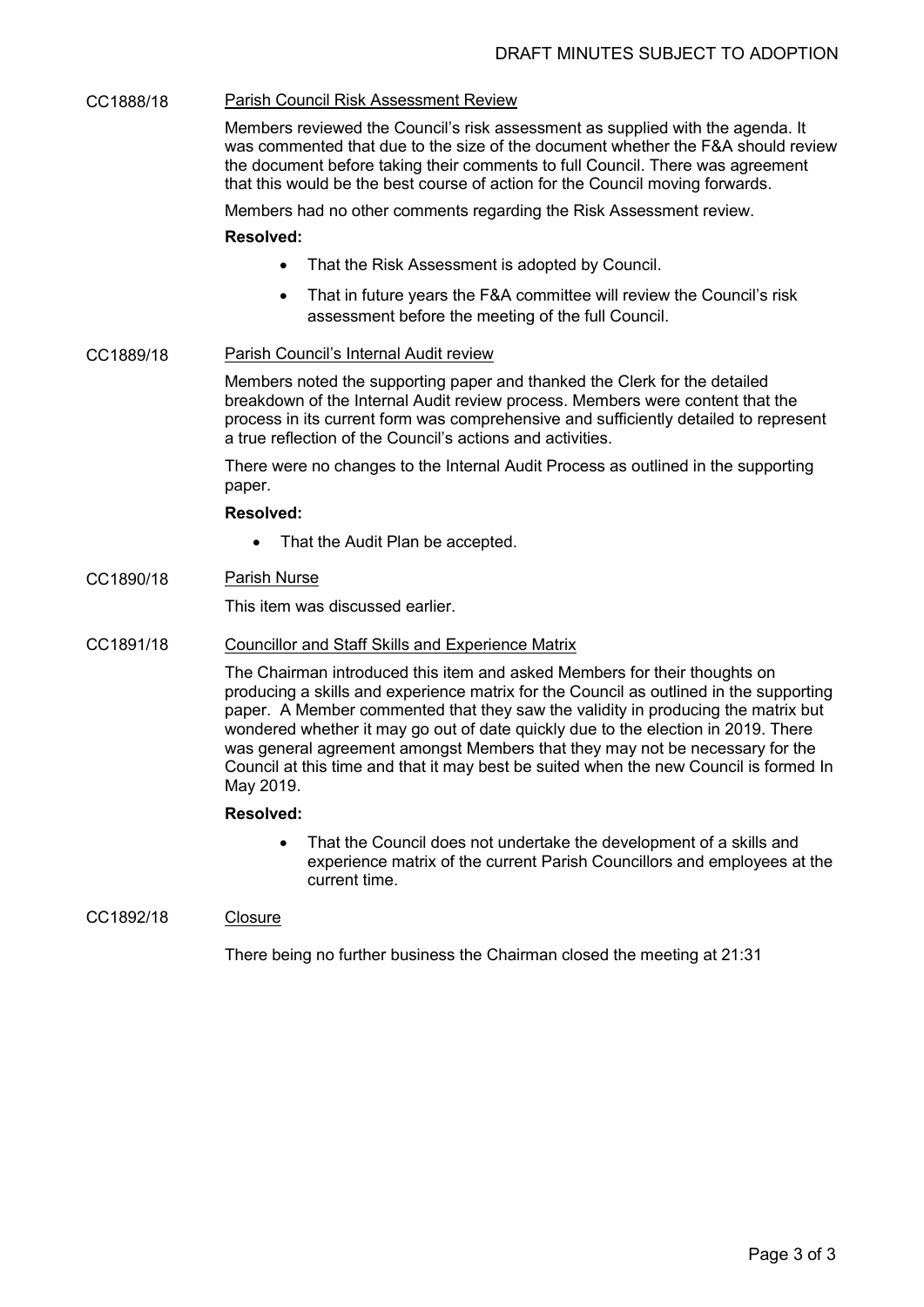DRAFT MINUTES SUBJECT TO ADOPTION

**CC1888/18** <u>Parish Council Risk Assessment Review</u>

Members reviewed the Council's risk assessment as supplied with the agenda. It was commented that due to the size of the document whether the F&A should review the document before taking their comments to full Council. There was agreement that this would be the best course of action for the Council moving forwards.

Members had no other comments regarding the Risk Assessment review.

**Resolved:**

- That the Risk Assessment is adopted by Council.
- That in future years the F&A committee will review the Council's risk assessment before the meeting of the full Council.

**CC1889/18** <u>Parish Council's Internal Audit review</u>

Members noted the supporting paper and thanked the Clerk for the detailed breakdown of the Internal Audit review process. Members were content that the process in its current form was comprehensive and sufficiently detailed to represent a true reflection of the Council's actions and activities.

There were no changes to the Internal Audit Process as outlined in the supporting paper.

**Resolved:**

- That the Audit Plan be accepted.

**CC1890/18** <u>Parish Nurse</u>

This item was discussed earlier.

**CC1891/18** <u>Councillor and Staff Skills and Experience Matrix</u>

The Chairman introduced this item and asked Members for their thoughts on producing a skills and experience matrix for the Council as outlined in the supporting paper. A Member commented that they saw the validity in producing the matrix but wondered whether it may go out of date quickly due to the election in 2019. There was general agreement amongst Members that they may not be necessary for the Council at this time and that it may best be suited when the new Council is formed In May 2019.

**Resolved:**

- That the Council does not undertake the development of a skills and experience matrix of the current Parish Councillors and employees at the current time.

**CC1892/18** <u>Closure</u>

There being no further business the Chairman closed the meeting at 21:31